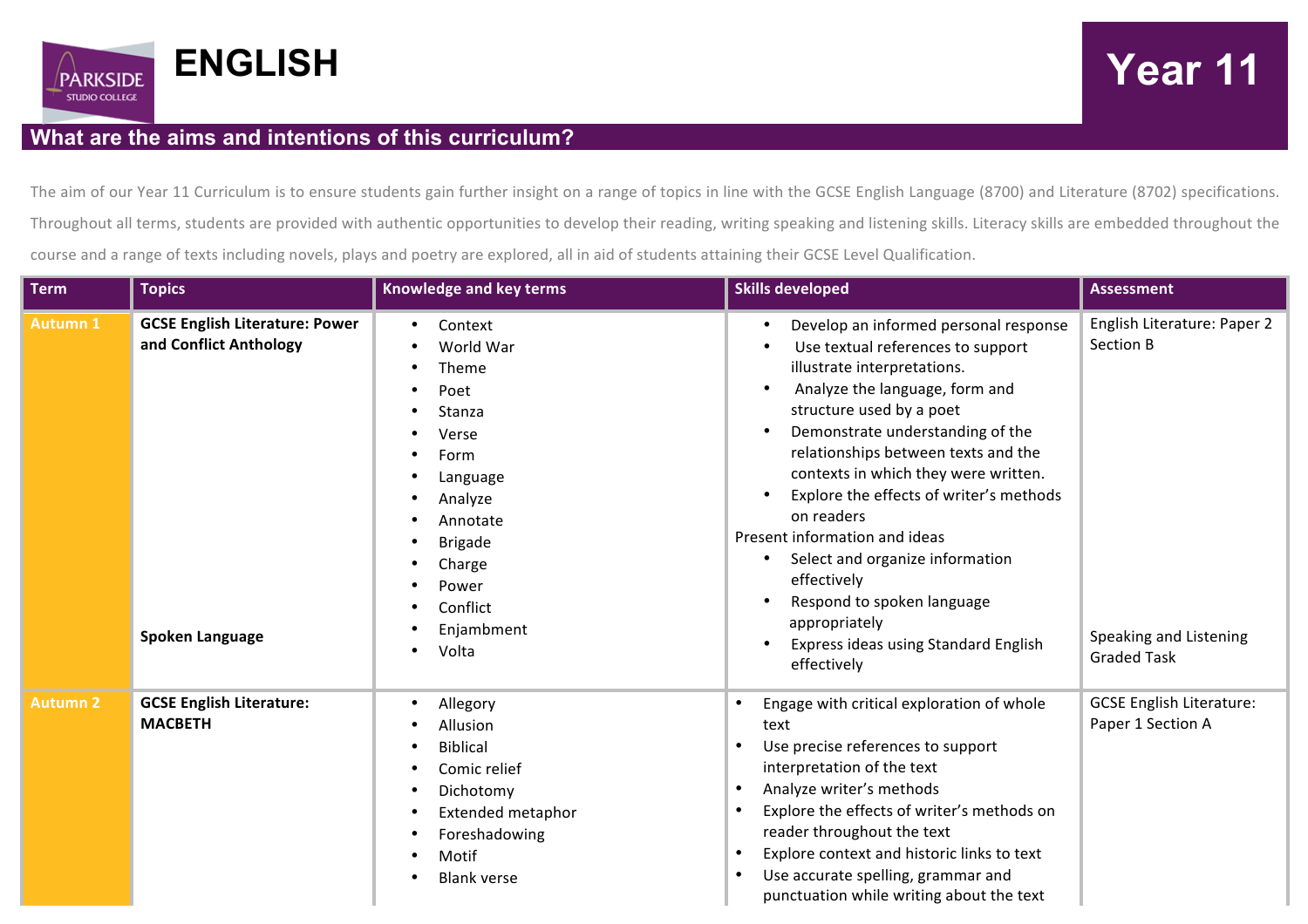# ENGLISH

## Year 11

## What are the aims and intentions of this curriculum?

The aim of our Year 11 Curriculum is to ensure students gain further insight on a range of topics in line with the GCSE English Language (8700) and Literature (8702) specifications. Throughout all terms, students are provided with authentic opportunities to develop their reading, writing speaking and listening skills. Literacy skills are embedded throughout the course and a range of texts including novels, plays and poetry are explored, all in aid of students attaining their GCSE Level Qualification.

| Term | Topics | Knowledge and key terms | Skills developed | Assessment |
|---|---|---|---|---|
| Autumn 1 | **GCSE English Literature: Power and Conflict Anthology**<br><br>**Spoken Language** | • Context<br>• World War<br>• Theme<br>• Poet<br>• Stanza<br>• Verse<br>• Form<br>• Language<br>• Analyze<br>• Annotate<br>• Brigade<br>• Charge<br>• Power<br>• Conflict<br>• Enjambment<br>• Volta | • Develop an informed personal response<br>• Use textual references to support illustrate interpretations.<br>• Analyze the language, form and structure used by a poet<br>• Demonstrate understanding of the relationships between texts and the contexts in which they were written.<br>• Explore the effects of writer's methods on readers<br>Present information and ideas<br>• Select and organize information effectively<br>• Respond to spoken language appropriately<br>• Express ideas using Standard English effectively | English Literature: Paper 2 Section B<br><br>Speaking and Listening Graded Task |
| Autumn 2 | **GCSE English Literature: MACBETH** | • Allegory<br>• Allusion<br>• Biblical<br>• Comic relief<br>• Dichotomy<br>• Extended metaphor<br>• Foreshadowing<br>• Motif<br>• Blank verse | • Engage with critical exploration of whole text<br>• Use precise references to support interpretation of the text<br>• Analyze writer's methods<br>• Explore the effects of writer's methods on reader throughout the text<br>• Explore context and historic links to text<br>• Use accurate spelling, grammar and punctuation while writing about the text | GCSE English Literature: Paper 1 Section A |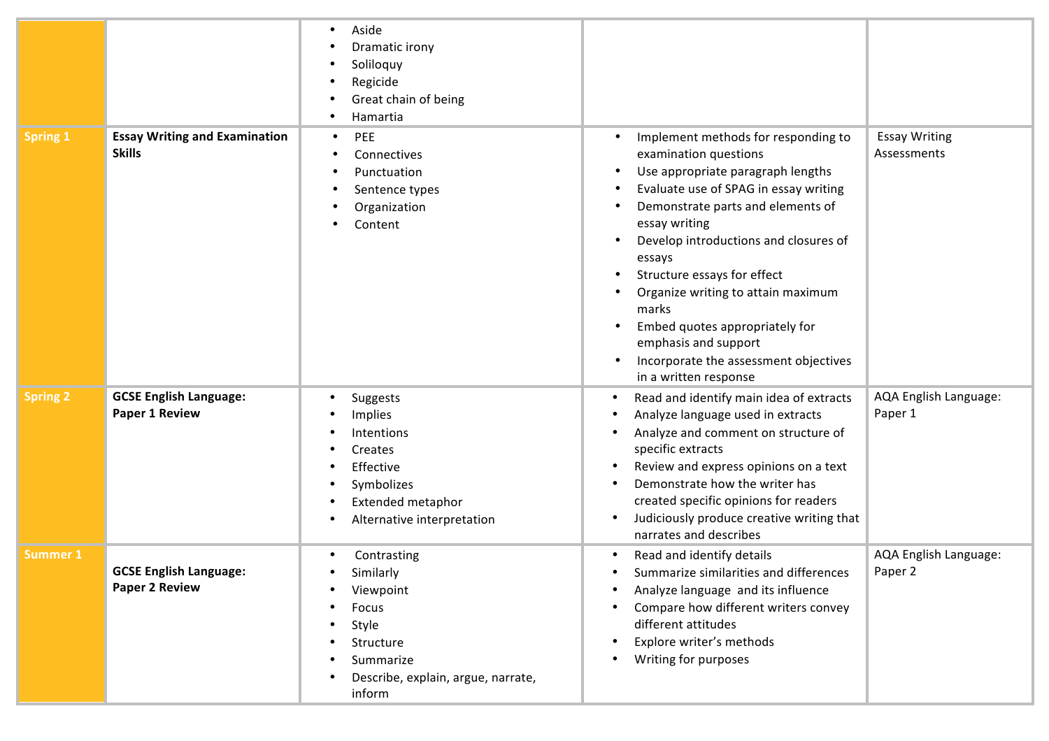| | | | | |
|---|---|---|---|---|
| | | • Aside<br>• Dramatic irony<br>• Soliloquy<br>• Regicide<br>• Great chain of being<br>• Hamartia | | |
| **Spring 1** | **Essay Writing and Examination Skills** | • PEE<br>• Connectives<br>• Punctuation<br>• Sentence types<br>• Organization<br>• Content | • Implement methods for responding to examination questions<br>• Use appropriate paragraph lengths<br>• Evaluate use of SPAG in essay writing<br>• Demonstrate parts and elements of essay writing<br>• Develop introductions and closures of essays<br>• Structure essays for effect<br>• Organize writing to attain maximum marks<br>• Embed quotes appropriately for emphasis and support<br>• Incorporate the assessment objectives in a written response | Essay Writing Assessments |
| **Spring 2** | **GCSE English Language: Paper 1 Review** | • Suggests<br>• Implies<br>• Intentions<br>• Creates<br>• Effective<br>• Symbolizes<br>• Extended metaphor<br>• Alternative interpretation | • Read and identify main idea of extracts<br>• Analyze language used in extracts<br>• Analyze and comment on structure of specific extracts<br>• Review and express opinions on a text<br>• Demonstrate how the writer has created specific opinions for readers<br>• Judiciously produce creative writing that narrates and describes | AQA English Language: Paper 1 |
| **Summer 1** | **GCSE English Language: Paper 2 Review** | • Contrasting<br>• Similarly<br>• Viewpoint<br>• Focus<br>• Style<br>• Structure<br>• Summarize<br>• Describe, explain, argue, narrate, inform | • Read and identify details<br>• Summarize similarities and differences<br>• Analyze language and its influence<br>• Compare how different writers convey different attitudes<br>• Explore writer's methods<br>• Writing for purposes | AQA English Language: Paper 2 |